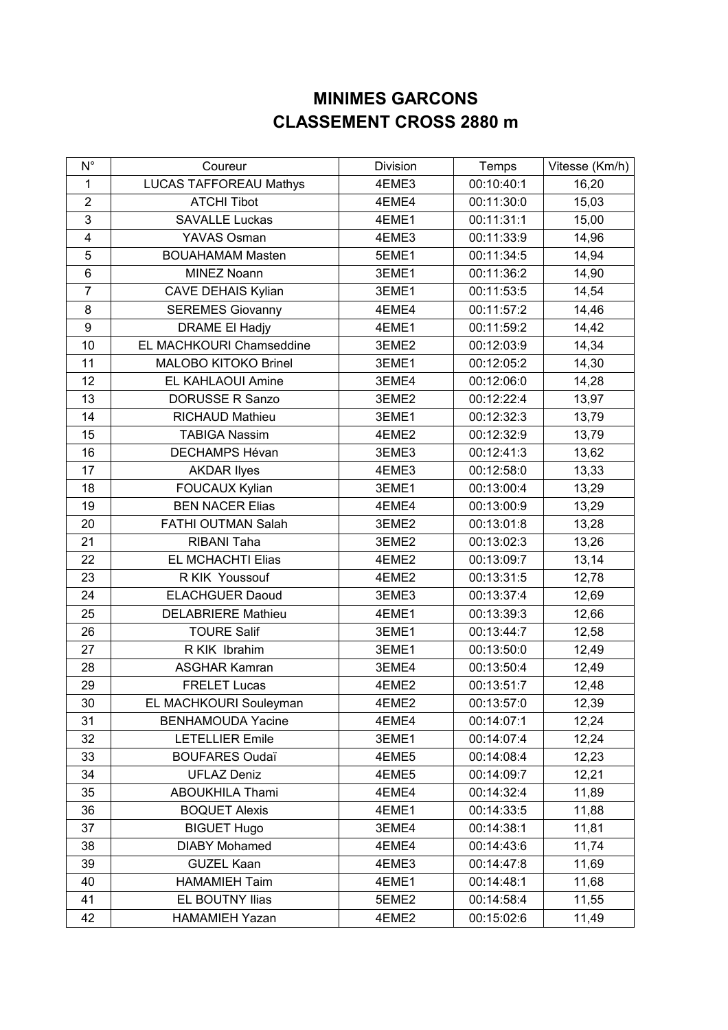## MINIMES GARCONS
## CLASSEMENT CROSS 2880 m

| N° | Coureur | Division | Temps | Vitesse (Km/h) |
|---|---|---|---|---|
| 1 | LUCAS TAFFOREAU Mathys | 4EME3 | 00:10:40:1 | 16,20 |
| 2 | ATCHI Tibot | 4EME4 | 00:11:30:0 | 15,03 |
| 3 | SAVALLE Luckas | 4EME1 | 00:11:31:1 | 15,00 |
| 4 | YAVAS Osman | 4EME3 | 00:11:33:9 | 14,96 |
| 5 | BOUAHAMAM Masten | 5EME1 | 00:11:34:5 | 14,94 |
| 6 | MINEZ Noann | 3EME1 | 00:11:36:2 | 14,90 |
| 7 | CAVE DEHAIS Kylian | 3EME1 | 00:11:53:5 | 14,54 |
| 8 | SEREMES Giovanny | 4EME4 | 00:11:57:2 | 14,46 |
| 9 | DRAME El Hadjy | 4EME1 | 00:11:59:2 | 14,42 |
| 10 | EL MACHKOURI Chamseddine | 3EME2 | 00:12:03:9 | 14,34 |
| 11 | MALOBO KITOKO Brinel | 3EME1 | 00:12:05:2 | 14,30 |
| 12 | EL KAHLAOUI Amine | 3EME4 | 00:12:06:0 | 14,28 |
| 13 | DORUSSE R Sanzo | 3EME2 | 00:12:22:4 | 13,97 |
| 14 | RICHAUD Mathieu | 3EME1 | 00:12:32:3 | 13,79 |
| 15 | TABIGA Nassim | 4EME2 | 00:12:32:9 | 13,79 |
| 16 | DECHAMPS Hévan | 3EME3 | 00:12:41:3 | 13,62 |
| 17 | AKDAR Ilyes | 4EME3 | 00:12:58:0 | 13,33 |
| 18 | FOUCAUX Kylian | 3EME1 | 00:13:00:4 | 13,29 |
| 19 | BEN NACER Elias | 4EME4 | 00:13:00:9 | 13,29 |
| 20 | FATHI OUTMAN Salah | 3EME2 | 00:13:01:8 | 13,28 |
| 21 | RIBANI Taha | 3EME2 | 00:13:02:3 | 13,26 |
| 22 | EL MCHACHTI Elias | 4EME2 | 00:13:09:7 | 13,14 |
| 23 | R KIK Youssouf | 4EME2 | 00:13:31:5 | 12,78 |
| 24 | ELACHGUER Daoud | 3EME3 | 00:13:37:4 | 12,69 |
| 25 | DELABRIERE Mathieu | 4EME1 | 00:13:39:3 | 12,66 |
| 26 | TOURE Salif | 3EME1 | 00:13:44:7 | 12,58 |
| 27 | R KIK Ibrahim | 3EME1 | 00:13:50:0 | 12,49 |
| 28 | ASGHAR Kamran | 3EME4 | 00:13:50:4 | 12,49 |
| 29 | FRELET Lucas | 4EME2 | 00:13:51:7 | 12,48 |
| 30 | EL MACHKOURI Souleyman | 4EME2 | 00:13:57:0 | 12,39 |
| 31 | BENHAMOUDA Yacine | 4EME4 | 00:14:07:1 | 12,24 |
| 32 | LETELLIER Emile | 3EME1 | 00:14:07:4 | 12,24 |
| 33 | BOUFARES Oudaï | 4EME5 | 00:14:08:4 | 12,23 |
| 34 | UFLAZ Deniz | 4EME5 | 00:14:09:7 | 12,21 |
| 35 | ABOUKHILA Thami | 4EME4 | 00:14:32:4 | 11,89 |
| 36 | BOQUET Alexis | 4EME1 | 00:14:33:5 | 11,88 |
| 37 | BIGUET Hugo | 3EME4 | 00:14:38:1 | 11,81 |
| 38 | DIABY Mohamed | 4EME4 | 00:14:43:6 | 11,74 |
| 39 | GUZEL Kaan | 4EME3 | 00:14:47:8 | 11,69 |
| 40 | HAMAMIEH Taim | 4EME1 | 00:14:48:1 | 11,68 |
| 41 | EL BOUTNY Ilias | 5EME2 | 00:14:58:4 | 11,55 |
| 42 | HAMAMIEH Yazan | 4EME2 | 00:15:02:6 | 11,49 |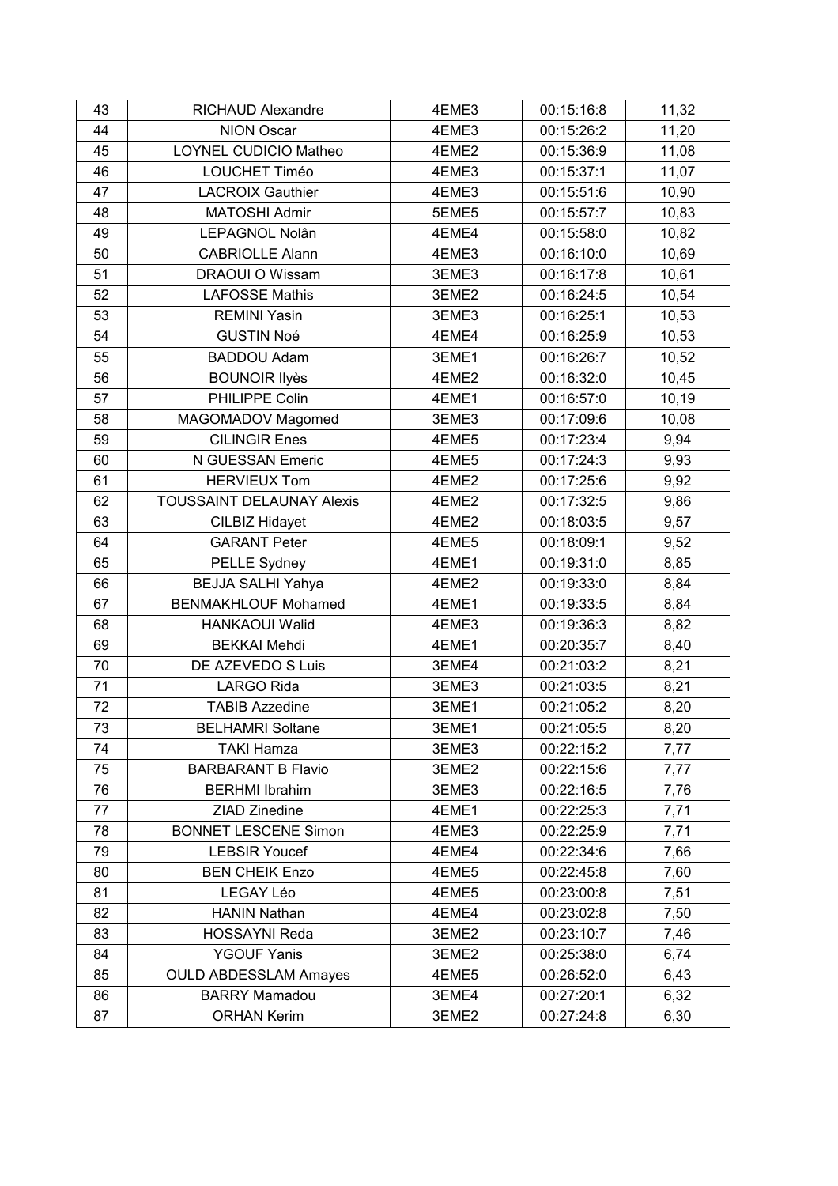| | | | | |
|---|---|---|---|---|
| 43 | RICHAUD Alexandre | 4EME3 | 00:15:16:8 | 11,32 |
| 44 | NION Oscar | 4EME3 | 00:15:26:2 | 11,20 |
| 45 | LOYNEL CUDICIO Matheo | 4EME2 | 00:15:36:9 | 11,08 |
| 46 | LOUCHET Timéo | 4EME3 | 00:15:37:1 | 11,07 |
| 47 | LACROIX Gauthier | 4EME3 | 00:15:51:6 | 10,90 |
| 48 | MATOSHI Admir | 5EME5 | 00:15:57:7 | 10,83 |
| 49 | LEPAGNOL Nolân | 4EME4 | 00:15:58:0 | 10,82 |
| 50 | CABRIOLLE Alann | 4EME3 | 00:16:10:0 | 10,69 |
| 51 | DRAOUI O Wissam | 3EME3 | 00:16:17:8 | 10,61 |
| 52 | LAFOSSE Mathis | 3EME2 | 00:16:24:5 | 10,54 |
| 53 | REMINI Yasin | 3EME3 | 00:16:25:1 | 10,53 |
| 54 | GUSTIN Noé | 4EME4 | 00:16:25:9 | 10,53 |
| 55 | BADDOU Adam | 3EME1 | 00:16:26:7 | 10,52 |
| 56 | BOUNOIR Ilyès | 4EME2 | 00:16:32:0 | 10,45 |
| 57 | PHILIPPE Colin | 4EME1 | 00:16:57:0 | 10,19 |
| 58 | MAGOMADOV Magomed | 3EME3 | 00:17:09:6 | 10,08 |
| 59 | CILINGIR Enes | 4EME5 | 00:17:23:4 | 9,94 |
| 60 | N GUESSAN Emeric | 4EME5 | 00:17:24:3 | 9,93 |
| 61 | HERVIEUX Tom | 4EME2 | 00:17:25:6 | 9,92 |
| 62 | TOUSSAINT DELAUNAY Alexis | 4EME2 | 00:17:32:5 | 9,86 |
| 63 | CILBIZ Hidayet | 4EME2 | 00:18:03:5 | 9,57 |
| 64 | GARANT Peter | 4EME5 | 00:18:09:1 | 9,52 |
| 65 | PELLE Sydney | 4EME1 | 00:19:31:0 | 8,85 |
| 66 | BEJJA SALHI Yahya | 4EME2 | 00:19:33:0 | 8,84 |
| 67 | BENMAKHLOUF Mohamed | 4EME1 | 00:19:33:5 | 8,84 |
| 68 | HANKAOUI Walid | 4EME3 | 00:19:36:3 | 8,82 |
| 69 | BEKKAI Mehdi | 4EME1 | 00:20:35:7 | 8,40 |
| 70 | DE AZEVEDO S Luis | 3EME4 | 00:21:03:2 | 8,21 |
| 71 | LARGO Rida | 3EME3 | 00:21:03:5 | 8,21 |
| 72 | TABIB Azzedine | 3EME1 | 00:21:05:2 | 8,20 |
| 73 | BELHAMRI Soltane | 3EME1 | 00:21:05:5 | 8,20 |
| 74 | TAKI Hamza | 3EME3 | 00:22:15:2 | 7,77 |
| 75 | BARBARANT B Flavio | 3EME2 | 00:22:15:6 | 7,77 |
| 76 | BERHMI Ibrahim | 3EME3 | 00:22:16:5 | 7,76 |
| 77 | ZIAD Zinedine | 4EME1 | 00:22:25:3 | 7,71 |
| 78 | BONNET LESCENE Simon | 4EME3 | 00:22:25:9 | 7,71 |
| 79 | LEBSIR Youcef | 4EME4 | 00:22:34:6 | 7,66 |
| 80 | BEN CHEIK Enzo | 4EME5 | 00:22:45:8 | 7,60 |
| 81 | LEGAY Léo | 4EME5 | 00:23:00:8 | 7,51 |
| 82 | HANIN Nathan | 4EME4 | 00:23:02:8 | 7,50 |
| 83 | HOSSAYNI Reda | 3EME2 | 00:23:10:7 | 7,46 |
| 84 | YGOUF Yanis | 3EME2 | 00:25:38:0 | 6,74 |
| 85 | OULD ABDESSLAM Amayes | 4EME5 | 00:26:52:0 | 6,43 |
| 86 | BARRY Mamadou | 3EME4 | 00:27:20:1 | 6,32 |
| 87 | ORHAN Kerim | 3EME2 | 00:27:24:8 | 6,30 |